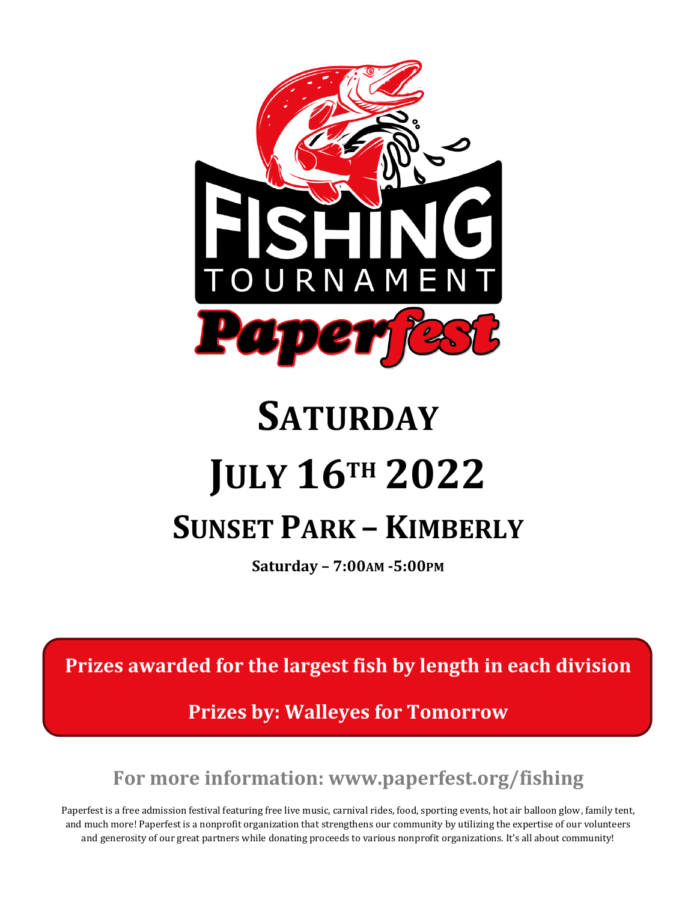# FISHING TOURNAMENT

## Paperfest

# SATURDAY

# JULY 16TH 2022

## SUNSET PARK – KIMBERLY

**Saturday – 7:00AM -5:00PM**

**Prizes awarded for the largest fish by length in each division**

**Prizes by: Walleyes for Tomorrow**

**For more information: www.paperfest.org/fishing**

Paperfest is a free admission festival featuring free live music, carnival rides, food, sporting events, hot air balloon glow, family tent, and much more! Paperfest is a nonprofit organization that strengthens our community by utilizing the expertise of our volunteers and generosity of our great partners while donating proceeds to various nonprofit organizations. It's all about community!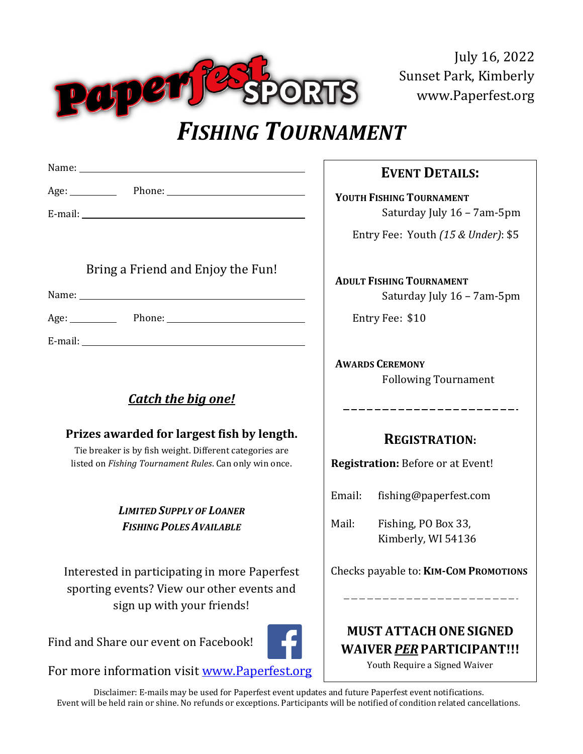Paperfest SPORTS

July 16, 2022
Sunset Park, Kimberly
www.Paperfest.org

# *Fishing Tournament*

Name: ______________________________

Age: ________ Phone: __________________

E-mail: _____________________________

Bring a Friend and Enjoy the Fun!

Name: ______________________________

Age: ________ Phone: __________________

E-mail: _____________________________

***Catch the big one!***

**Prizes awarded for largest fish by length.**

Tie breaker is by fish weight. Different categories are listed on *Fishing Tournament Rules*. Can only win once.

***Limited Supply of Loaner Fishing Poles Available***

Interested in participating in more Paperfest sporting events? View our other events and sign up with your friends!

Find and Share our event on Facebook!

For more information visit www.Paperfest.org

## Event Details:

**Youth Fishing Tournament**
Saturday July 16 – 7am-5pm

Entry Fee: Youth *(15 & Under)*: $5

**Adult Fishing Tournament**
Saturday July 16 – 7am-5pm

Entry Fee: $10

**Awards Ceremony**
Following Tournament

## Registration:

**Registration:** Before or at Event!

Email: fishing@paperfest.com

Mail: Fishing, PO Box 33,
Kimberly, WI 54136

Checks payable to: **Kim-Com Promotions**

**MUST ATTACH ONE SIGNED WAIVER *PER* PARTICIPANT!!!**

Youth Require a Signed Waiver

Disclaimer: E-mails may be used for Paperfest event updates and future Paperfest event notifications.
Event will be held rain or shine. No refunds or exceptions. Participants will be notified of condition related cancellations.